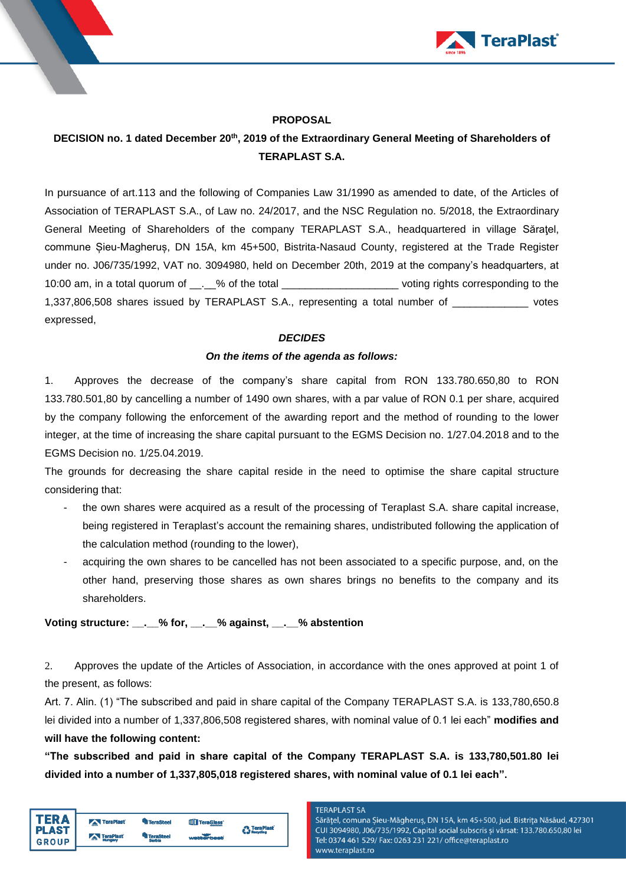**PROPOSAL**

**DECISION no. 1 dated December 20th, 2019 of the Extraordinary General Meeting of Shareholders of TERAPLAST S.A.**

In pursuance of art.113 and the following of Companies Law 31/1990 as amended to date, of the Articles of Association of TERAPLAST S.A., of Law no. 24/2017, and the NSC Regulation no. 5/2018, the Extraordinary General Meeting of Shareholders of the company TERAPLAST S.A., headquartered in village Săraţel, commune Șieu-Magheruș, DN 15A, km 45+500, Bistrita-Nasaud County, registered at the Trade Register under no. J06/735/1992, VAT no. 3094980, held on December 20th, 2019 at the company's headquarters, at 10:00 am, in a total quorum of __.__% of the total ____________________ voting rights corresponding to the 1,337,806,508 shares issued by TERAPLAST S.A., representing a total number of _____________ votes expressed,

***DECIDES***

***On the items of the agenda as follows:***

1. Approves the decrease of the company's share capital from RON 133.780.650,80 to RON 133.780.501,80 by cancelling a number of 1490 own shares, with a par value of RON 0.1 per share, acquired by the company following the enforcement of the awarding report and the method of rounding to the lower integer, at the time of increasing the share capital pursuant to the EGMS Decision no. 1/27.04.2018 and to the EGMS Decision no. 1/25.04.2019.

The grounds for decreasing the share capital reside in the need to optimise the share capital structure considering that:

- the own shares were acquired as a result of the processing of Teraplast S.A. share capital increase, being registered in Teraplast's account the remaining shares, undistributed following the application of the calculation method (rounding to the lower),
- acquiring the own shares to be cancelled has not been associated to a specific purpose, and, on the other hand, preserving those shares as own shares brings no benefits to the company and its shareholders.

**Voting structure: __.__% for, __.__% against, __.__% abstention**

2. Approves the update of the Articles of Association, in accordance with the ones approved at point 1 of the present, as follows:

Art. 7. Alin. (1) "The subscribed and paid in share capital of the Company TERAPLAST S.A. is 133,780,650.8 lei divided into a number of 1,337,806,508 registered shares, with nominal value of 0.1 lei each" **modifies and will have the following content:**

**"The subscribed and paid in share capital of the Company TERAPLAST S.A. is 133,780,501.80 lei divided into a number of 1,337,805,018 registered shares, with nominal value of 0.1 lei each".**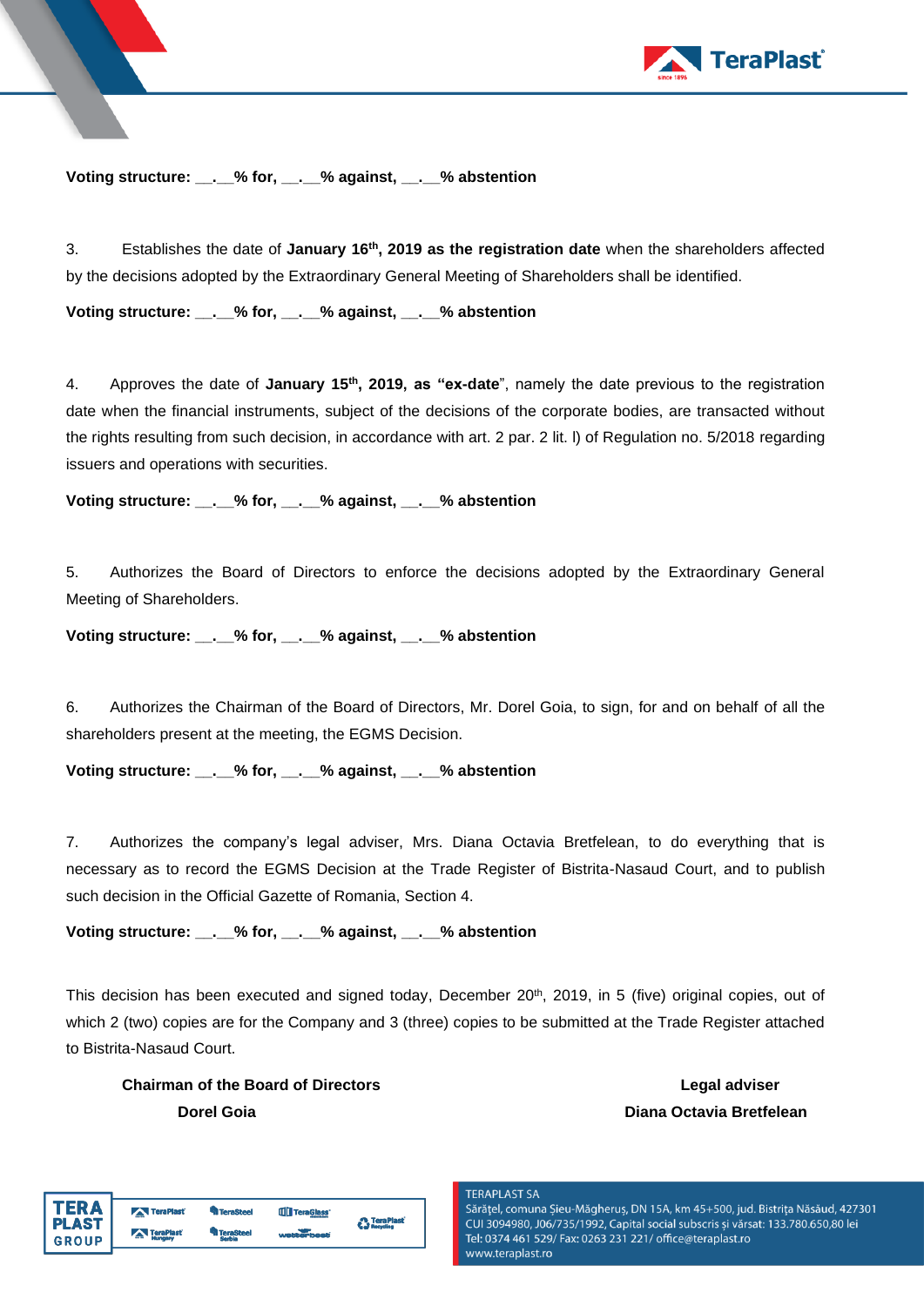**Voting structure: \_\_.\_\_% for, \_\_.\_\_% against, \_\_.\_\_% abstention**

3. Establishes the date of **January 16th, 2019 as the registration date** when the shareholders affected by the decisions adopted by the Extraordinary General Meeting of Shareholders shall be identified.

**Voting structure: \_\_.\_\_% for, \_\_.\_\_% against, \_\_.\_\_% abstention**

4. Approves the date of **January 15th, 2019, as "ex-date**", namely the date previous to the registration date when the financial instruments, subject of the decisions of the corporate bodies, are transacted without the rights resulting from such decision, in accordance with art. 2 par. 2 lit. l) of Regulation no. 5/2018 regarding issuers and operations with securities.

**Voting structure: \_\_.\_\_% for, \_\_.\_\_% against, \_\_.\_\_% abstention**

5. Authorizes the Board of Directors to enforce the decisions adopted by the Extraordinary General Meeting of Shareholders.

**Voting structure: \_\_.\_\_% for, \_\_.\_\_% against, \_\_.\_\_% abstention**

6. Authorizes the Chairman of the Board of Directors, Mr. Dorel Goia, to sign, for and on behalf of all the shareholders present at the meeting, the EGMS Decision.

**Voting structure: \_\_.\_\_% for, \_\_.\_\_% against, \_\_.\_\_% abstention**

7. Authorizes the company's legal adviser, Mrs. Diana Octavia Bretfelean, to do everything that is necessary as to record the EGMS Decision at the Trade Register of Bistrita-Nasaud Court, and to publish such decision in the Official Gazette of Romania, Section 4.

**Voting structure: \_\_.\_\_% for, \_\_.\_\_% against, \_\_.\_\_% abstention**

This decision has been executed and signed today, December 20th, 2019, in 5 (five) original copies, out of which 2 (two) copies are for the Company and 3 (three) copies to be submitted at the Trade Register attached to Bistrita-Nasaud Court.

| | |
|---|---|
| **Chairman of the Board of Directors** | **Legal adviser** |
| **Dorel Goia** | **Diana Octavia Bretfelean** |